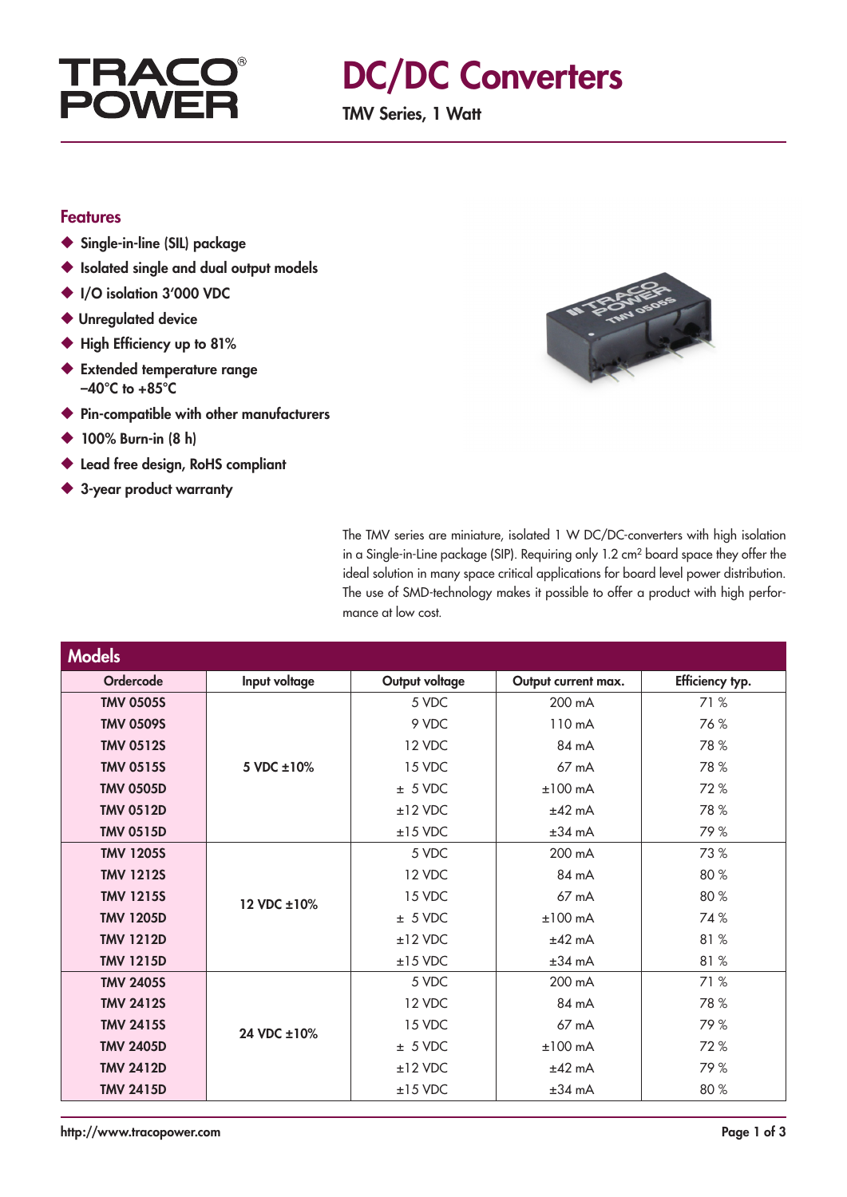# TRACO POWER

# DC/DC Converters

**TMV Series, 1 Watt**

## Features

- Single-in-line (SIL) package
- Isolated single and dual output models
- I/O isolation 3'000 VDC
- Unregulated device
- High Efficiency up to 81%
- Extended temperature range –40°C to +85°C
- Pin-compatible with other manufacturers
- 100% Burn-in (8 h)
- Lead free design, RoHS compliant
- 3-year product warranty

The TMV series are miniature, isolated 1 W DC/DC-converters with high isolation in a Single-in-Line package (SIP). Requiring only 1.2 cm² board space they offer the ideal solution in many space critical applications for board level power distribution. The use of SMD-technology makes it possible to offer a product with high performance at low cost.

## Models

| Ordercode | Input voltage | Output voltage | Output current max. | Efficiency typ. |
|---|---|---|---|---|
| **TMV 0505S** | **5 VDC ±10%** | 5 VDC | 200 mA | 71 % |
| **TMV 0509S** | | 9 VDC | 110 mA | 76 % |
| **TMV 0512S** | | 12 VDC | 84 mA | 78 % |
| **TMV 0515S** | | 15 VDC | 67 mA | 78 % |
| **TMV 0505D** | | ± 5 VDC | ±100 mA | 72 % |
| **TMV 0512D** | | ±12 VDC | ±42 mA | 78 % |
| **TMV 0515D** | | ±15 VDC | ±34 mA | 79 % |
| **TMV 1205S** | **12 VDC ±10%** | 5 VDC | 200 mA | 73 % |
| **TMV 1212S** | | 12 VDC | 84 mA | 80 % |
| **TMV 1215S** | | 15 VDC | 67 mA | 80 % |
| **TMV 1205D** | | ± 5 VDC | ±100 mA | 74 % |
| **TMV 1212D** | | ±12 VDC | ±42 mA | 81 % |
| **TMV 1215D** | | ±15 VDC | ±34 mA | 81 % |
| **TMV 2405S** | **24 VDC ±10%** | 5 VDC | 200 mA | 71 % |
| **TMV 2412S** | | 12 VDC | 84 mA | 78 % |
| **TMV 2415S** | | 15 VDC | 67 mA | 79 % |
| **TMV 2405D** | | ± 5 VDC | ±100 mA | 72 % |
| **TMV 2412D** | | ±12 VDC | ±42 mA | 79 % |
| **TMV 2415D** | | ±15 VDC | ±34 mA | 80 % |

http://www.tracopower.com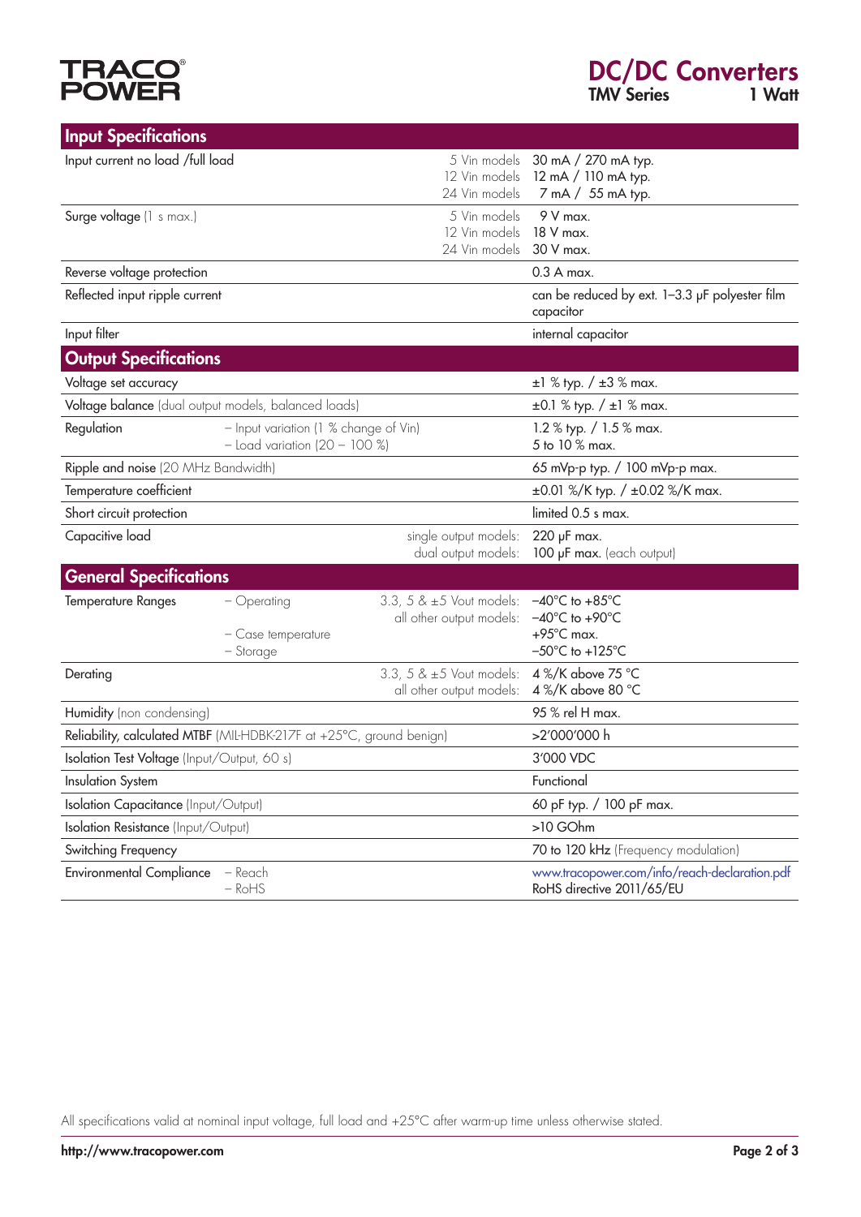## Input Specifications

| | | | |
|---|---|---|---|
| Input current no load /full load | | 5 Vin models<br>12 Vin models<br>24 Vin models | 30 mA / 270 mA typ.<br>12 mA / 110 mA typ.<br>7 mA / 55 mA typ. |
| Surge voltage (1 s max.) | | 5 Vin models<br>12 Vin models<br>24 Vin models | 9 V max.<br>18 V max.<br>30 V max. |
| Reverse voltage protection | | | 0.3 A max. |
| Reflected input ripple current | | | can be reduced by ext. 1–3.3 µF polyester film capacitor |
| Input filter | | | internal capacitor |

## Output Specifications

| | | | |
|---|---|---|---|
| Voltage set accuracy | | | ±1 % typ. / ±3 % max. |
| Voltage balance (dual output models, balanced loads) | | | ±0.1 % typ. / ±1 % max. |
| Regulation | – Input variation (1 % change of Vin)<br>– Load variation (20 – 100 %) | | 1.2 % typ. / 1.5 % max.<br>5 to 10 % max. |
| Ripple and noise (20 MHz Bandwidth) | | | 65 mVp-p typ. / 100 mVp-p max. |
| Temperature coefficient | | | ±0.01 %/K typ. / ±0.02 %/K max. |
| Short circuit protection | | | limited 0.5 s max. |
| Capacitive load | | single output models:<br>dual output models: | 220 µF max.<br>100 µF max. (each output) |

## General Specifications

| | | | |
|---|---|---|---|
| Temperature Ranges | – Operating<br><br>– Case temperature<br>– Storage | 3.3, 5 & ±5 Vout models:<br>all other output models: | –40°C to +85°C<br>–40°C to +90°C<br>+95°C max.<br>–50°C to +125°C |
| Derating | | 3.3, 5 & ±5 Vout models:<br>all other output models: | 4 %/K above 75 °C<br>4 %/K above 80 °C |
| Humidity (non condensing) | | | 95 % rel H max. |
| Reliability, calculated MTBF (MIL-HDBK-217F at +25°C, ground benign) | | | >2'000'000 h |
| Isolation Test Voltage (Input/Output, 60 s) | | | 3'000 VDC |
| Insulation System | | | Functional |
| Isolation Capacitance (Input/Output) | | | 60 pF typ. / 100 pF max. |
| Isolation Resistance (Input/Output) | | | >10 GOhm |
| Switching Frequency | | | 70 to 120 kHz (Frequency modulation) |
| Environmental Compliance | – Reach<br>– RoHS | | www.tracopower.com/info/reach-declaration.pdf<br>RoHS directive 2011/65/EU |

All specifications valid at nominal input voltage, full load and +25°C after warm-up time unless otherwise stated.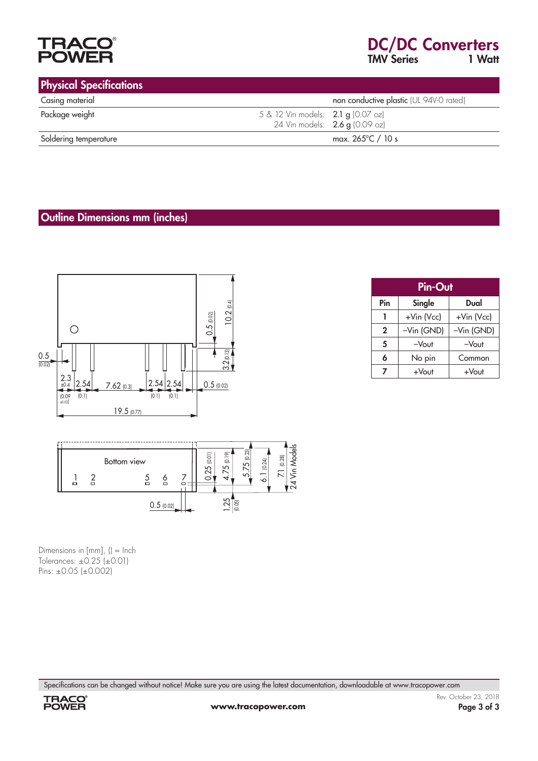## Physical Specifications

| | | |
|---|---|---|
| Casing material | | non conductive plastic (UL 94V-0 rated) |
| Package weight | 5 & 12 Vin models: | 2.1 g (0.07 oz) |
| | 24 Vin models: | 2.6 g (0.09 oz) |
| Soldering temperature | | max. 265°C / 10 s |

## Outline Dimensions mm (inches)

0.5 (0.02)
2.3 ±0.4 (0.09 ±0.02)
2.54 (0.1)
7.62 (0.3)
2.54 (0.1)
2.54 (0.1)
0.5 (0.02)
19.5 (0.77)
0.5 (0.02)
10.2 (0.4)
3.2 (0.13)

Bottom view
1 2 5 6 7
0.5 (0.02)
0.25 (0.01)
4.75 (0.19)
5.75 (0.23)
6.1 (0.24)
7.1 (0.28)
24 Vin Models
1.25 (0.05)

| Pin-Out | | |
|---|---|---|
| **Pin** | **Single** | **Dual** |
| **1** | +Vin (Vcc) | +Vin (Vcc) |
| **2** | –Vin (GND) | –Vin (GND) |
| **5** | –Vout | –Vout |
| **6** | No pin | Common |
| **7** | +Vout | +Vout |

Dimensions in [mm], () = Inch
Tolerances: ±0.25 (±0.01)
Pins: ±0.05 (±0.002)

Specifications can be changed without notice! Make sure you are using the latest documentation, downloadable at www.tracopower.com

Rev. October 23, 2018